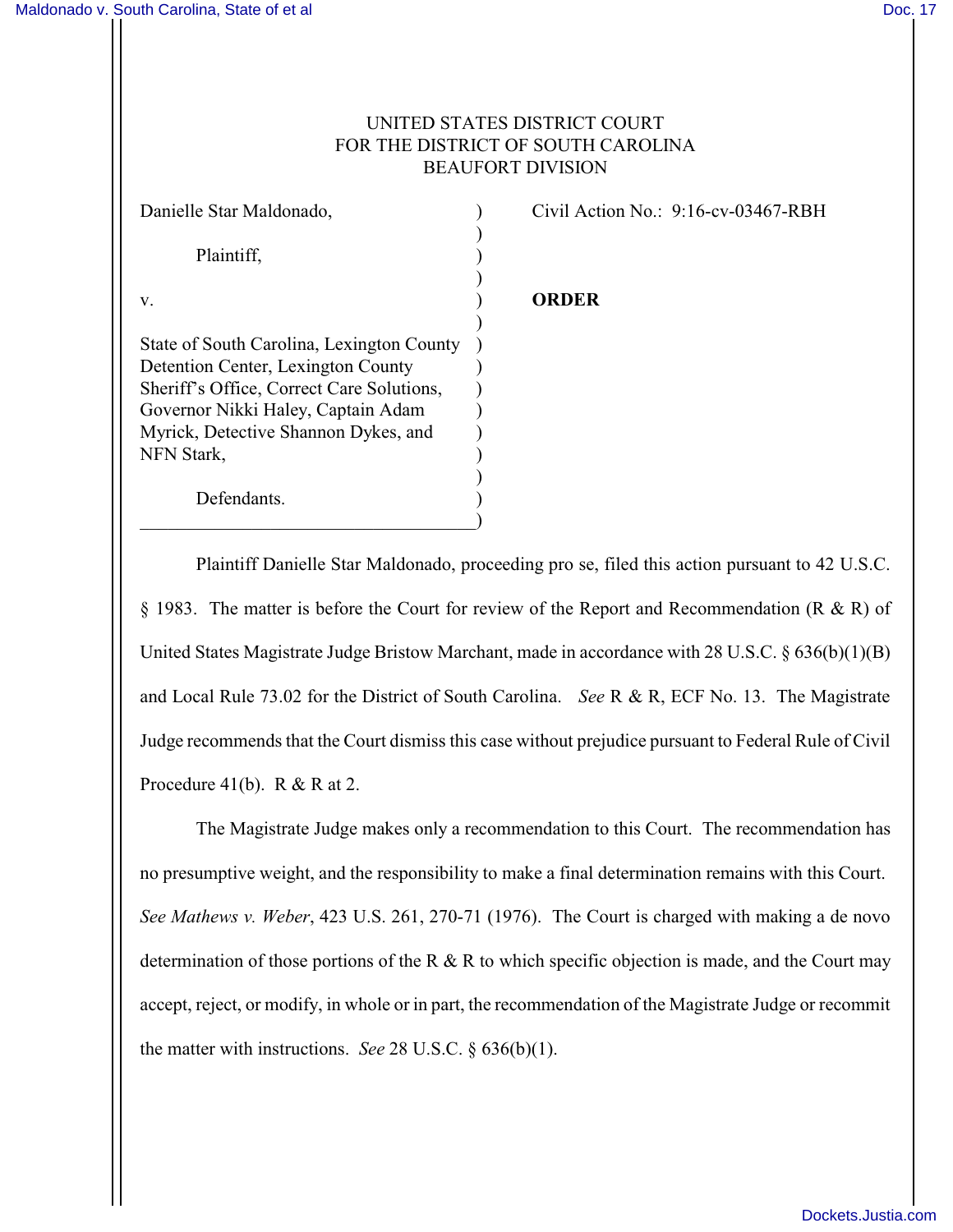UNITED STATES DISTRICT COURT
FOR THE DISTRICT OF SOUTH CAROLINA
BEAUFORT DIVISION

| | |
|---|---|
| Danielle Star Maldonado,<br><br>Plaintiff,<br><br>v.<br><br>State of South Carolina, Lexington County Detention Center, Lexington County Sheriff's Office, Correct Care Solutions, Governor Nikki Haley, Captain Adam Myrick, Detective Shannon Dykes, and NFN Stark,<br><br>Defendants. | Civil Action No.: 9:16-cv-03467-RBH<br><br>**ORDER** |

Plaintiff Danielle Star Maldonado, proceeding pro se, filed this action pursuant to 42 U.S.C. § 1983. The matter is before the Court for review of the Report and Recommendation (R & R) of United States Magistrate Judge Bristow Marchant, made in accordance with 28 U.S.C. § 636(b)(1)(B) and Local Rule 73.02 for the District of South Carolina. *See* R & R, ECF No. 13. The Magistrate Judge recommends that the Court dismiss this case without prejudice pursuant to Federal Rule of Civil Procedure 41(b). R & R at 2.

The Magistrate Judge makes only a recommendation to this Court. The recommendation has no presumptive weight, and the responsibility to make a final determination remains with this Court. *See Mathews v. Weber*, 423 U.S. 261, 270-71 (1976). The Court is charged with making a de novo determination of those portions of the R & R to which specific objection is made, and the Court may accept, reject, or modify, in whole or in part, the recommendation of the Magistrate Judge or recommit the matter with instructions. *See* 28 U.S.C. § 636(b)(1).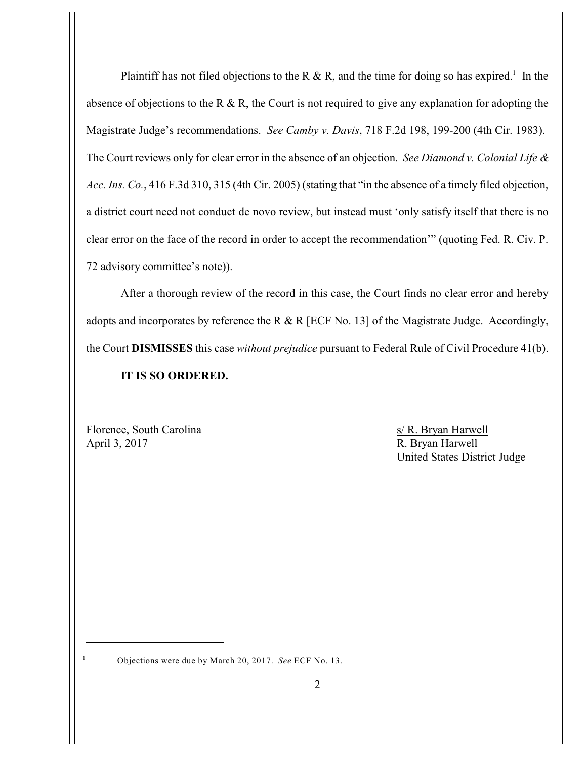Plaintiff has not filed objections to the R & R, and the time for doing so has expired.[1] In the absence of objections to the R & R, the Court is not required to give any explanation for adopting the Magistrate Judge's recommendations. *See Camby v. Davis*, 718 F.2d 198, 199-200 (4th Cir. 1983). The Court reviews only for clear error in the absence of an objection. *See Diamond v. Colonial Life & Acc. Ins. Co.*, 416 F.3d 310, 315 (4th Cir. 2005) (stating that "in the absence of a timely filed objection, a district court need not conduct de novo review, but instead must 'only satisfy itself that there is no clear error on the face of the record in order to accept the recommendation'" (quoting Fed. R. Civ. P. 72 advisory committee's note)).

After a thorough review of the record in this case, the Court finds no clear error and hereby adopts and incorporates by reference the R & R [ECF No. 13] of the Magistrate Judge. Accordingly, the Court **DISMISSES** this case *without prejudice* pursuant to Federal Rule of Civil Procedure 41(b).

**IT IS SO ORDERED.**

Florence, South Carolina
April 3, 2017

s/ R. Bryan Harwell
R. Bryan Harwell
United States District Judge

[1] Objections were due by March 20, 2017. *See* ECF No. 13.